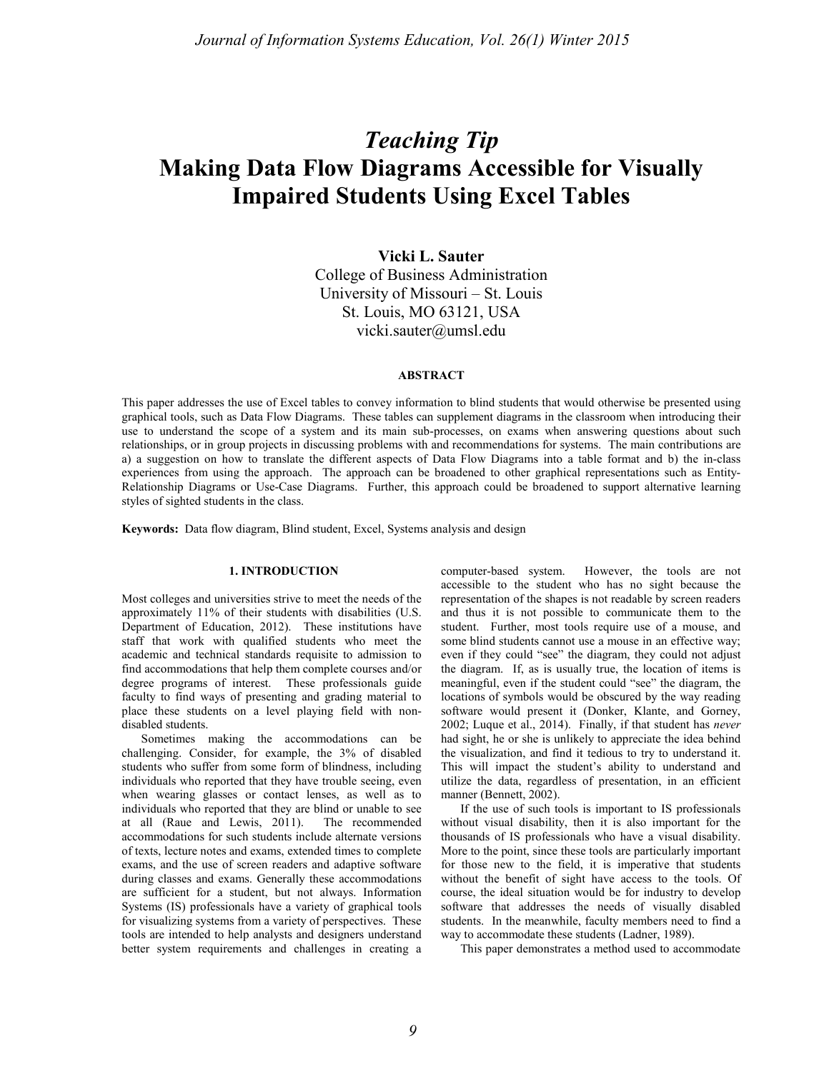# *Teaching Tip*
# Making Data Flow Diagrams Accessible for Visually Impaired Students Using Excel Tables

**Vicki L. Sauter**
College of Business Administration
University of Missouri – St. Louis
St. Louis, MO 63121, USA
vicki.sauter@umsl.edu

## ABSTRACT

This paper addresses the use of Excel tables to convey information to blind students that would otherwise be presented using graphical tools, such as Data Flow Diagrams. These tables can supplement diagrams in the classroom when introducing their use to understand the scope of a system and its main sub-processes, on exams when answering questions about such relationships, or in group projects in discussing problems with and recommendations for systems. The main contributions are a) a suggestion on how to translate the different aspects of Data Flow Diagrams into a table format and b) the in-class experiences from using the approach. The approach can be broadened to other graphical representations such as Entity-Relationship Diagrams or Use-Case Diagrams. Further, this approach could be broadened to support alternative learning styles of sighted students in the class.

**Keywords:** Data flow diagram, Blind student, Excel, Systems analysis and design

## 1. INTRODUCTION

Most colleges and universities strive to meet the needs of the approximately 11% of their students with disabilities (U.S. Department of Education, 2012). These institutions have staff that work with qualified students who meet the academic and technical standards requisite to admission to find accommodations that help them complete courses and/or degree programs of interest. These professionals guide faculty to find ways of presenting and grading material to place these students on a level playing field with non-disabled students.

Sometimes making the accommodations can be challenging. Consider, for example, the 3% of disabled students who suffer from some form of blindness, including individuals who reported that they have trouble seeing, even when wearing glasses or contact lenses, as well as to individuals who reported that they are blind or unable to see at all (Raue and Lewis, 2011). The recommended accommodations for such students include alternate versions of texts, lecture notes and exams, extended times to complete exams, and the use of screen readers and adaptive software during classes and exams. Generally these accommodations are sufficient for a student, but not always. Information Systems (IS) professionals have a variety of graphical tools for visualizing systems from a variety of perspectives. These tools are intended to help analysts and designers understand better system requirements and challenges in creating a computer-based system. However, the tools are not accessible to the student who has no sight because the representation of the shapes is not readable by screen readers and thus it is not possible to communicate them to the student. Further, most tools require use of a mouse, and some blind students cannot use a mouse in an effective way; even if they could "see" the diagram, they could not adjust the diagram. If, as is usually true, the location of items is meaningful, even if the student could "see" the diagram, the locations of symbols would be obscured by the way reading software would present it (Donker, Klante, and Gorney, 2002; Luque et al., 2014). Finally, if that student has *never* had sight, he or she is unlikely to appreciate the idea behind the visualization, and find it tedious to try to understand it. This will impact the student's ability to understand and utilize the data, regardless of presentation, in an efficient manner (Bennett, 2002).

If the use of such tools is important to IS professionals without visual disability, then it is also important for the thousands of IS professionals who have a visual disability. More to the point, since these tools are particularly important for those new to the field, it is imperative that students without the benefit of sight have access to the tools. Of course, the ideal situation would be for industry to develop software that addresses the needs of visually disabled students. In the meanwhile, faculty members need to find a way to accommodate these students (Ladner, 1989).

This paper demonstrates a method used to accommodate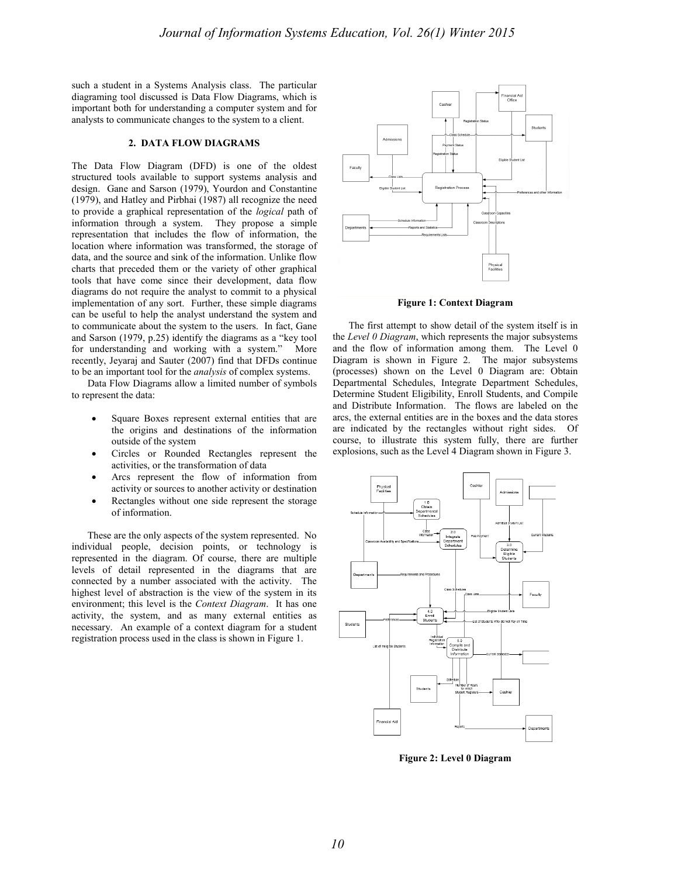such a student in a Systems Analysis class. The particular diagraming tool discussed is Data Flow Diagrams, which is important both for understanding a computer system and for analysts to communicate changes to the system to a client.

## 2. DATA FLOW DIAGRAMS

The Data Flow Diagram (DFD) is one of the oldest structured tools available to support systems analysis and design. Gane and Sarson (1979), Yourdon and Constantine (1979), and Hatley and Pirbhai (1987) all recognize the need to provide a graphical representation of the *logical* path of information through a system. They propose a simple representation that includes the flow of information, the location where information was transformed, the storage of data, and the source and sink of the information. Unlike flow charts that preceded them or the variety of other graphical tools that have come since their development, data flow diagrams do not require the analyst to commit to a physical implementation of any sort. Further, these simple diagrams can be useful to help the analyst understand the system and to communicate about the system to the users. In fact, Gane and Sarson (1979, p.25) identify the diagrams as a "key tool for understanding and working with a system." More recently, Jeyaraj and Sauter (2007) find that DFDs continue to be an important tool for the *analysis* of complex systems.

Data Flow Diagrams allow a limited number of symbols to represent the data:

- Square Boxes represent external entities that are the origins and destinations of the information outside of the system
- Circles or Rounded Rectangles represent the activities, or the transformation of data
- Arcs represent the flow of information from activity or sources to another activity or destination
- Rectangles without one side represent the storage of information.

These are the only aspects of the system represented. No individual people, decision points, or technology is represented in the diagram. Of course, there are multiple levels of detail represented in the diagrams that are connected by a number associated with the activity. The highest level of abstraction is the view of the system in its environment; this level is the *Context Diagram*. It has one activity, the system, and as many external entities as necessary. An example of a context diagram for a student registration process used in the class is shown in Figure 1.

**Figure 1: Context Diagram**

The first attempt to show detail of the system itself is in the *Level 0 Diagram*, which represents the major subsystems and the flow of information among them. The Level 0 Diagram is shown in Figure 2. The major subsystems (processes) shown on the Level 0 Diagram are: Obtain Departmental Schedules, Integrate Department Schedules, Determine Student Eligibility, Enroll Students, and Compile and Distribute Information. The flows are labeled on the arcs, the external entities are in the boxes and the data stores are indicated by the rectangles without right sides. Of course, to illustrate this system fully, there are further explosions, such as the Level 4 Diagram shown in Figure 3.

**Figure 2: Level 0 Diagram**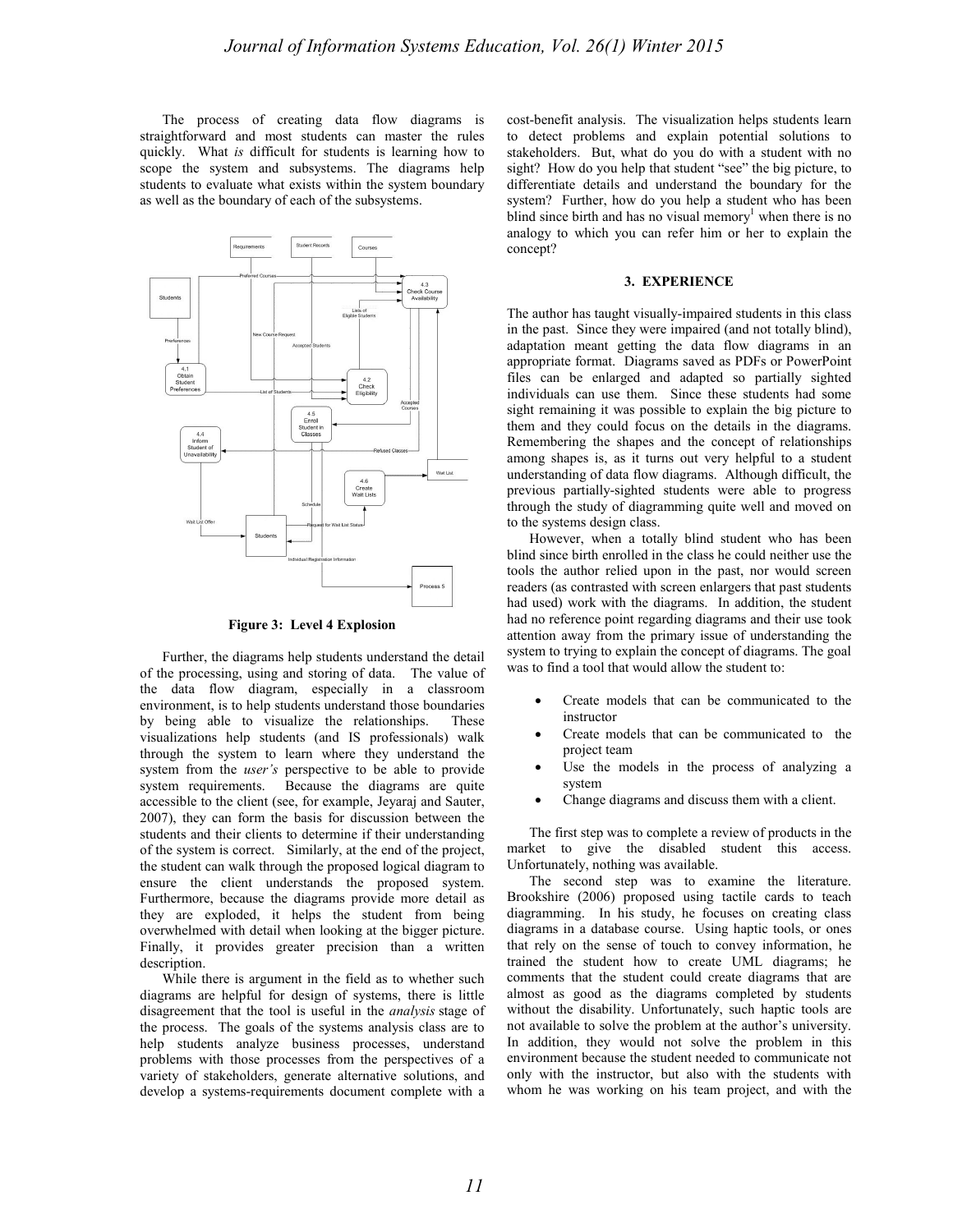The process of creating data flow diagrams is straightforward and most students can master the rules quickly. What *is* difficult for students is learning how to scope the system and subsystems. The diagrams help students to evaluate what exists within the system boundary as well as the boundary of each of the subsystems.

**Figure 3: Level 4 Explosion**

Further, the diagrams help students understand the detail of the processing, using and storing of data. The value of the data flow diagram, especially in a classroom environment, is to help students understand those boundaries by being able to visualize the relationships. These visualizations help students (and IS professionals) walk through the system to learn where they understand the system from the *user's* perspective to be able to provide system requirements. Because the diagrams are quite accessible to the client (see, for example, Jeyaraj and Sauter, 2007), they can form the basis for discussion between the students and their clients to determine if their understanding of the system is correct. Similarly, at the end of the project, the student can walk through the proposed logical diagram to ensure the client understands the proposed system. Furthermore, because the diagrams provide more detail as they are exploded, it helps the student from being overwhelmed with detail when looking at the bigger picture. Finally, it provides greater precision than a written description.

While there is argument in the field as to whether such diagrams are helpful for design of systems, there is little disagreement that the tool is useful in the *analysis* stage of the process. The goals of the systems analysis class are to help students analyze business processes, understand problems with those processes from the perspectives of a variety of stakeholders, generate alternative solutions, and develop a systems-requirements document complete with a cost-benefit analysis. The visualization helps students learn to detect problems and explain potential solutions to stakeholders. But, what do you do with a student with no sight? How do you help that student "see" the big picture, to differentiate details and understand the boundary for the system? Further, how do you help a student who has been blind since birth and has no visual memory[1] when there is no analogy to which you can refer him or her to explain the concept?

## 3. EXPERIENCE

The author has taught visually-impaired students in this class in the past. Since they were impaired (and not totally blind), adaptation meant getting the data flow diagrams in an appropriate format. Diagrams saved as PDFs or PowerPoint files can be enlarged and adapted so partially sighted individuals can use them. Since these students had some sight remaining it was possible to explain the big picture to them and they could focus on the details in the diagrams. Remembering the shapes and the concept of relationships among shapes is, as it turns out very helpful to a student understanding of data flow diagrams. Although difficult, the previous partially-sighted students were able to progress through the study of diagramming quite well and moved on to the systems design class.

However, when a totally blind student who has been blind since birth enrolled in the class he could neither use the tools the author relied upon in the past, nor would screen readers (as contrasted with screen enlargers that past students had used) work with the diagrams. In addition, the student had no reference point regarding diagrams and their use took attention away from the primary issue of understanding the system to trying to explain the concept of diagrams. The goal was to find a tool that would allow the student to:

- Create models that can be communicated to the instructor
- Create models that can be communicated to the project team
- Use the models in the process of analyzing a system
- Change diagrams and discuss them with a client.

The first step was to complete a review of products in the market to give the disabled student this access. Unfortunately, nothing was available.

The second step was to examine the literature. Brookshire (2006) proposed using tactile cards to teach diagramming. In his study, he focuses on creating class diagrams in a database course. Using haptic tools, or ones that rely on the sense of touch to convey information, he trained the student how to create UML diagrams; he comments that the student could create diagrams that are almost as good as the diagrams completed by students without the disability. Unfortunately, such haptic tools are not available to solve the problem at the author's university. In addition, they would not solve the problem in this environment because the student needed to communicate not only with the instructor, but also with the students with whom he was working on his team project, and with the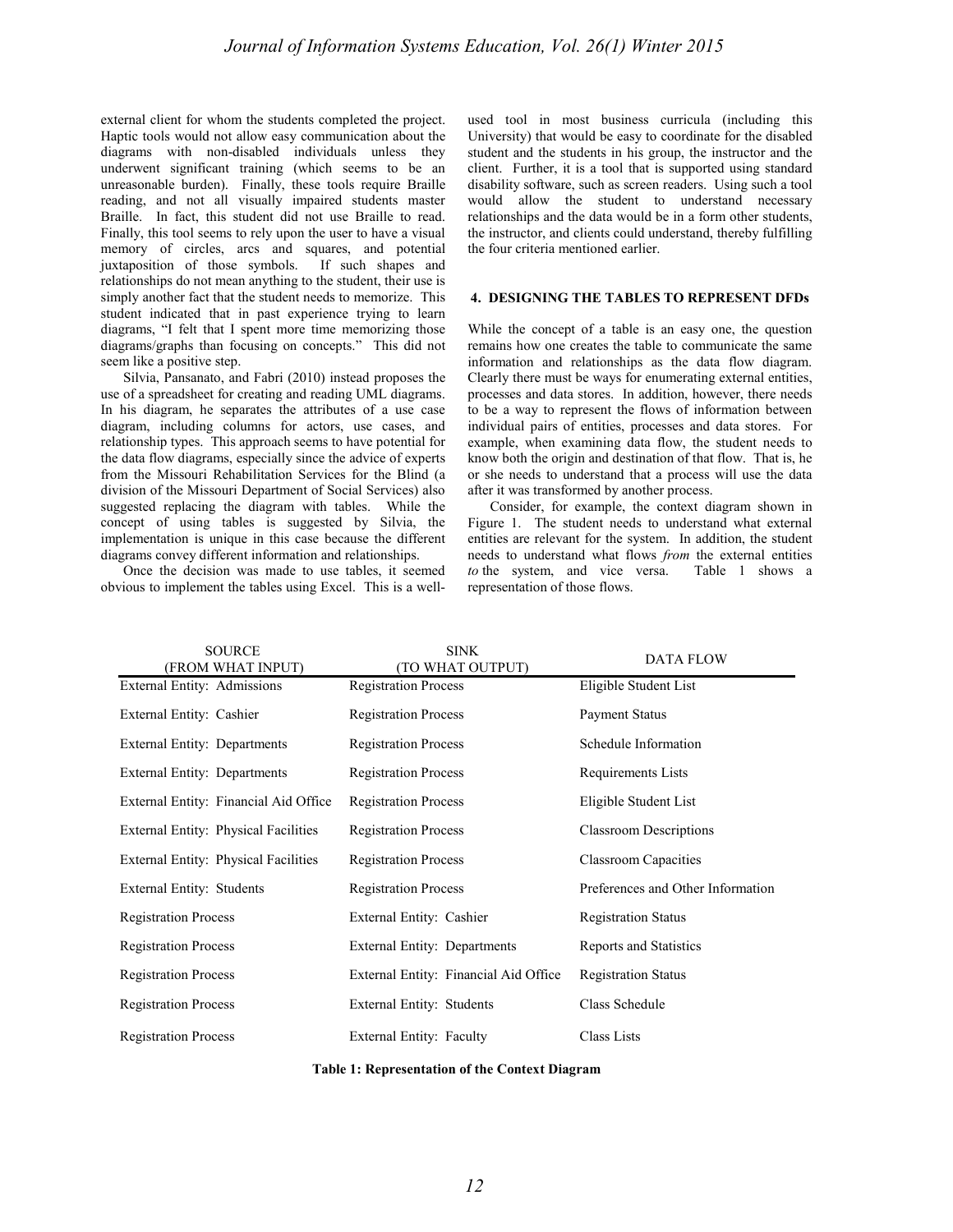external client for whom the students completed the project. Haptic tools would not allow easy communication about the diagrams with non-disabled individuals unless they underwent significant training (which seems to be an unreasonable burden). Finally, these tools require Braille reading, and not all visually impaired students master Braille. In fact, this student did not use Braille to read. Finally, this tool seems to rely upon the user to have a visual memory of circles, arcs and squares, and potential juxtaposition of those symbols. If such shapes and relationships do not mean anything to the student, their use is simply another fact that the student needs to memorize. This student indicated that in past experience trying to learn diagrams, "I felt that I spent more time memorizing those diagrams/graphs than focusing on concepts." This did not seem like a positive step.

Silvia, Pansanato, and Fabri (2010) instead proposes the use of a spreadsheet for creating and reading UML diagrams. In his diagram, he separates the attributes of a use case diagram, including columns for actors, use cases, and relationship types. This approach seems to have potential for the data flow diagrams, especially since the advice of experts from the Missouri Rehabilitation Services for the Blind (a division of the Missouri Department of Social Services) also suggested replacing the diagram with tables. While the concept of using tables is suggested by Silvia, the implementation is unique in this case because the different diagrams convey different information and relationships.

Once the decision was made to use tables, it seemed obvious to implement the tables using Excel. This is a well-used tool in most business curricula (including this University) that would be easy to coordinate for the disabled student and the students in his group, the instructor and the client. Further, it is a tool that is supported using standard disability software, such as screen readers. Using such a tool would allow the student to understand necessary relationships and the data would be in a form other students, the instructor, and clients could understand, thereby fulfilling the four criteria mentioned earlier.

## 4. DESIGNING THE TABLES TO REPRESENT DFDs

While the concept of a table is an easy one, the question remains how one creates the table to communicate the same information and relationships as the data flow diagram. Clearly there must be ways for enumerating external entities, processes and data stores. In addition, however, there needs to be a way to represent the flows of information between individual pairs of entities, processes and data stores. For example, when examining data flow, the student needs to know both the origin and destination of that flow. That is, he or she needs to understand that a process will use the data after it was transformed by another process.

Consider, for example, the context diagram shown in Figure 1. The student needs to understand what external entities are relevant for the system. In addition, the student needs to understand what flows *from* the external entities *to* the system, and vice versa. Table 1 shows a representation of those flows.

| SOURCE (FROM WHAT INPUT) | SINK (TO WHAT OUTPUT) | DATA FLOW |
|---|---|---|
| External Entity: Admissions | Registration Process | Eligible Student List |
| External Entity: Cashier | Registration Process | Payment Status |
| External Entity: Departments | Registration Process | Schedule Information |
| External Entity: Departments | Registration Process | Requirements Lists |
| External Entity: Financial Aid Office | Registration Process | Eligible Student List |
| External Entity: Physical Facilities | Registration Process | Classroom Descriptions |
| External Entity: Physical Facilities | Registration Process | Classroom Capacities |
| External Entity: Students | Registration Process | Preferences and Other Information |
| Registration Process | External Entity: Cashier | Registration Status |
| Registration Process | External Entity: Departments | Reports and Statistics |
| Registration Process | External Entity: Financial Aid Office | Registration Status |
| Registration Process | External Entity: Students | Class Schedule |
| Registration Process | External Entity: Faculty | Class Lists |

**Table 1: Representation of the Context Diagram**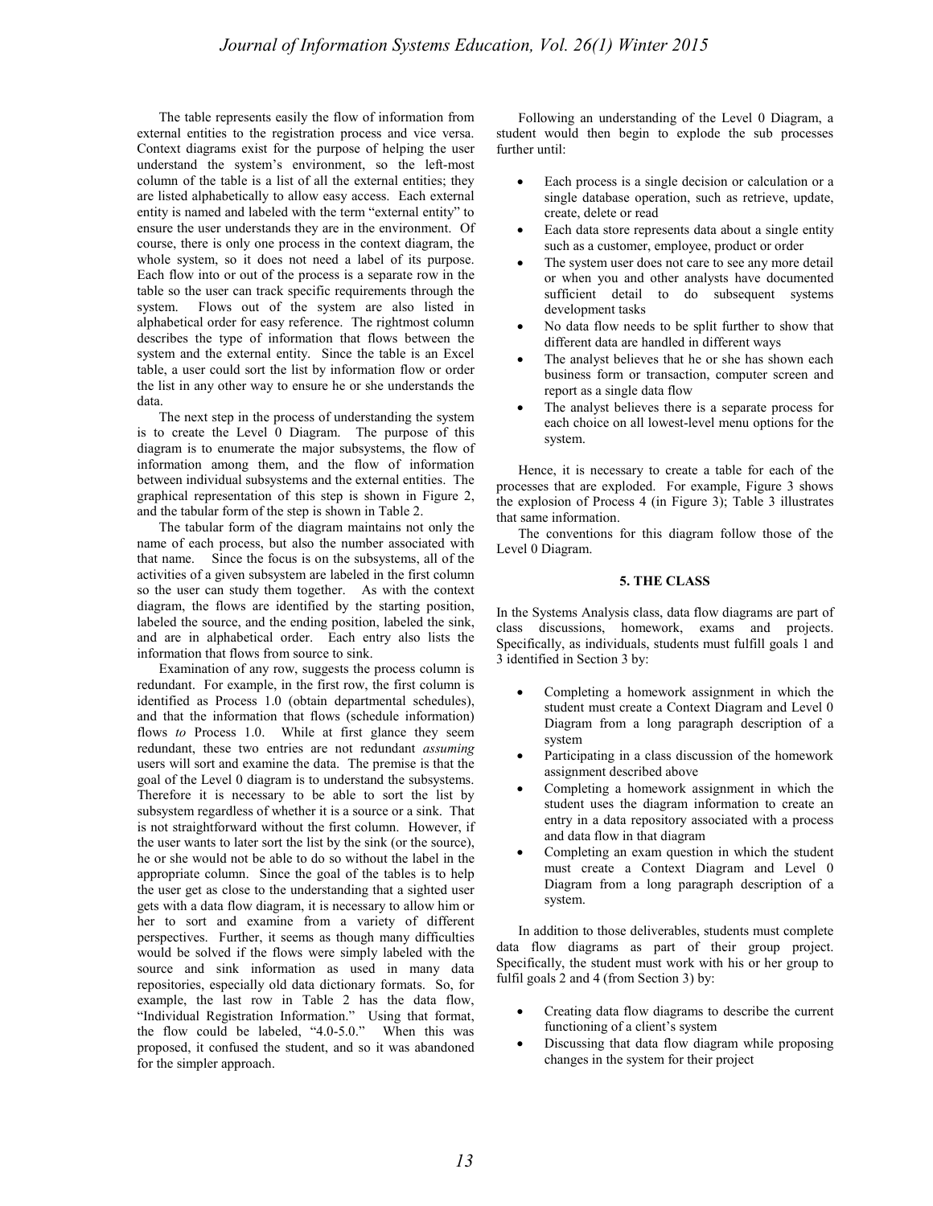The table represents easily the flow of information from external entities to the registration process and vice versa. Context diagrams exist for the purpose of helping the user understand the system's environment, so the left-most column of the table is a list of all the external entities; they are listed alphabetically to allow easy access. Each external entity is named and labeled with the term "external entity" to ensure the user understands they are in the environment. Of course, there is only one process in the context diagram, the whole system, so it does not need a label of its purpose. Each flow into or out of the process is a separate row in the table so the user can track specific requirements through the system. Flows out of the system are also listed in alphabetical order for easy reference. The rightmost column describes the type of information that flows between the system and the external entity. Since the table is an Excel table, a user could sort the list by information flow or order the list in any other way to ensure he or she understands the data.

The next step in the process of understanding the system is to create the Level 0 Diagram. The purpose of this diagram is to enumerate the major subsystems, the flow of information among them, and the flow of information between individual subsystems and the external entities. The graphical representation of this step is shown in Figure 2, and the tabular form of the step is shown in Table 2.

The tabular form of the diagram maintains not only the name of each process, but also the number associated with that name. Since the focus is on the subsystems, all of the activities of a given subsystem are labeled in the first column so the user can study them together. As with the context diagram, the flows are identified by the starting position, labeled the source, and the ending position, labeled the sink, and are in alphabetical order. Each entry also lists the information that flows from source to sink.

Examination of any row, suggests the process column is redundant. For example, in the first row, the first column is identified as Process 1.0 (obtain departmental schedules), and that the information that flows (schedule information) flows *to* Process 1.0. While at first glance they seem redundant, these two entries are not redundant *assuming* users will sort and examine the data. The premise is that the goal of the Level 0 diagram is to understand the subsystems. Therefore it is necessary to be able to sort the list by subsystem regardless of whether it is a source or a sink. That is not straightforward without the first column. However, if the user wants to later sort the list by the sink (or the source), he or she would not be able to do so without the label in the appropriate column. Since the goal of the tables is to help the user get as close to the understanding that a sighted user gets with a data flow diagram, it is necessary to allow him or her to sort and examine from a variety of different perspectives. Further, it seems as though many difficulties would be solved if the flows were simply labeled with the source and sink information as used in many data repositories, especially old data dictionary formats. So, for example, the last row in Table 2 has the data flow, "Individual Registration Information." Using that format, the flow could be labeled, "4.0-5.0." When this was proposed, it confused the student, and so it was abandoned for the simpler approach.

Following an understanding of the Level 0 Diagram, a student would then begin to explode the sub processes further until:

- Each process is a single decision or calculation or a single database operation, such as retrieve, update, create, delete or read
- Each data store represents data about a single entity such as a customer, employee, product or order
- The system user does not care to see any more detail or when you and other analysts have documented sufficient detail to do subsequent systems development tasks
- No data flow needs to be split further to show that different data are handled in different ways
- The analyst believes that he or she has shown each business form or transaction, computer screen and report as a single data flow
- The analyst believes there is a separate process for each choice on all lowest-level menu options for the system.

Hence, it is necessary to create a table for each of the processes that are exploded. For example, Figure 3 shows the explosion of Process 4 (in Figure 3); Table 3 illustrates that same information.

The conventions for this diagram follow those of the Level 0 Diagram.

## 5. THE CLASS

In the Systems Analysis class, data flow diagrams are part of class discussions, homework, exams and projects. Specifically, as individuals, students must fulfill goals 1 and 3 identified in Section 3 by:

- Completing a homework assignment in which the student must create a Context Diagram and Level 0 Diagram from a long paragraph description of a system
- Participating in a class discussion of the homework assignment described above
- Completing a homework assignment in which the student uses the diagram information to create an entry in a data repository associated with a process and data flow in that diagram
- Completing an exam question in which the student must create a Context Diagram and Level 0 Diagram from a long paragraph description of a system.

In addition to those deliverables, students must complete data flow diagrams as part of their group project. Specifically, the student must work with his or her group to fulfil goals 2 and 4 (from Section 3) by:

- Creating data flow diagrams to describe the current functioning of a client's system
- Discussing that data flow diagram while proposing changes in the system for their project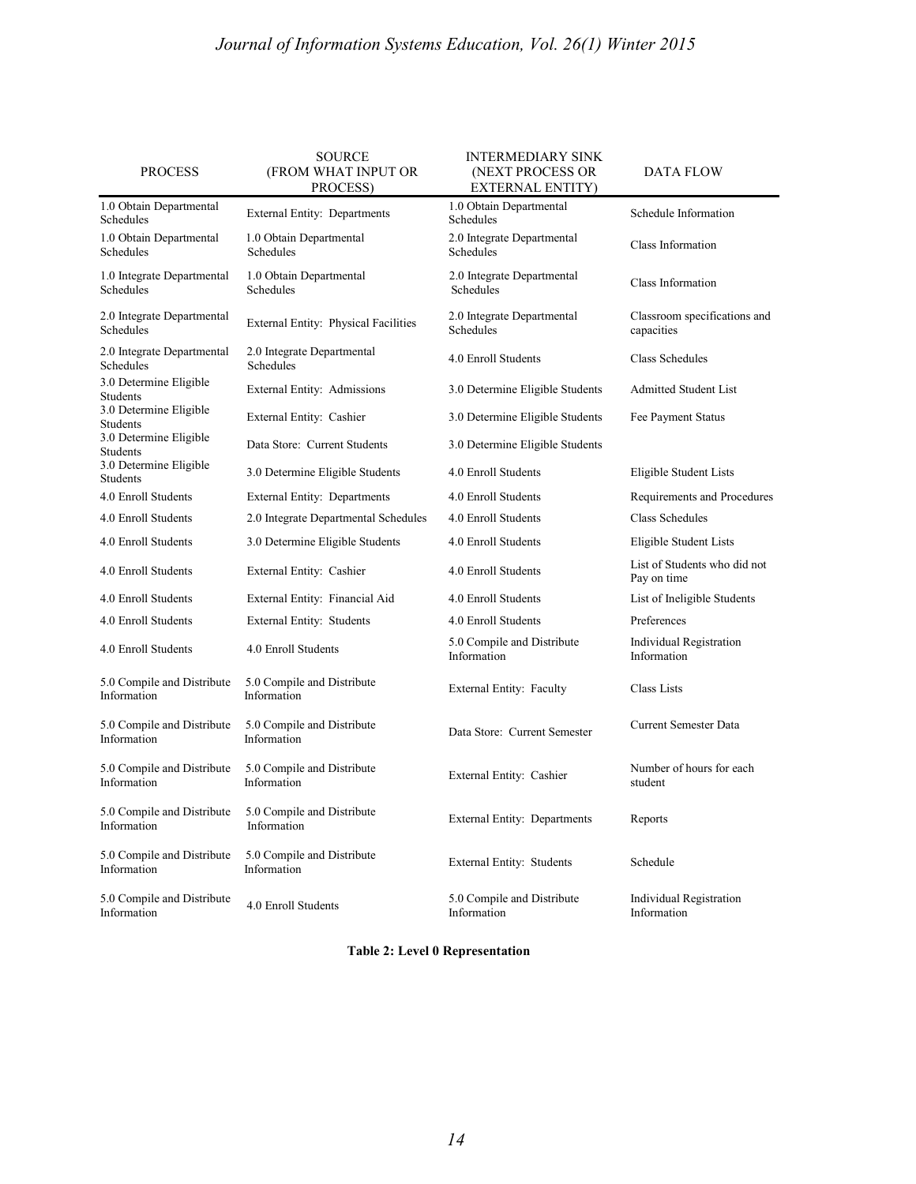| PROCESS | SOURCE (FROM WHAT INPUT OR PROCESS) | INTERMEDIARY SINK (NEXT PROCESS OR EXTERNAL ENTITY) | DATA FLOW |
|---|---|---|---|
| 1.0 Obtain Departmental Schedules | External Entity: Departments | 1.0 Obtain Departmental Schedules | Schedule Information |
| 1.0 Obtain Departmental Schedules | 1.0 Obtain Departmental Schedules | 2.0 Integrate Departmental Schedules | Class Information |
| 1.0 Integrate Departmental Schedules | 1.0 Obtain Departmental Schedules | 2.0 Integrate Departmental Schedules | Class Information |
| 2.0 Integrate Departmental Schedules | External Entity: Physical Facilities | 2.0 Integrate Departmental Schedules | Classroom specifications and capacities |
| 2.0 Integrate Departmental Schedules | 2.0 Integrate Departmental Schedules | 4.0 Enroll Students | Class Schedules |
| 3.0 Determine Eligible Students | External Entity: Admissions | 3.0 Determine Eligible Students | Admitted Student List |
| 3.0 Determine Eligible Students | External Entity: Cashier | 3.0 Determine Eligible Students | Fee Payment Status |
| 3.0 Determine Eligible Students | Data Store: Current Students | 3.0 Determine Eligible Students | |
| 3.0 Determine Eligible Students | 3.0 Determine Eligible Students | 4.0 Enroll Students | Eligible Student Lists |
| 4.0 Enroll Students | External Entity: Departments | 4.0 Enroll Students | Requirements and Procedures |
| 4.0 Enroll Students | 2.0 Integrate Departmental Schedules | 4.0 Enroll Students | Class Schedules |
| 4.0 Enroll Students | 3.0 Determine Eligible Students | 4.0 Enroll Students | Eligible Student Lists |
| 4.0 Enroll Students | External Entity: Cashier | 4.0 Enroll Students | List of Students who did not Pay on time |
| 4.0 Enroll Students | External Entity: Financial Aid | 4.0 Enroll Students | List of Ineligible Students |
| 4.0 Enroll Students | External Entity: Students | 4.0 Enroll Students | Preferences |
| 4.0 Enroll Students | 4.0 Enroll Students | 5.0 Compile and Distribute Information | Individual Registration Information |
| 5.0 Compile and Distribute Information | 5.0 Compile and Distribute Information | External Entity: Faculty | Class Lists |
| 5.0 Compile and Distribute Information | 5.0 Compile and Distribute Information | Data Store: Current Semester | Current Semester Data |
| 5.0 Compile and Distribute Information | 5.0 Compile and Distribute Information | External Entity: Cashier | Number of hours for each student |
| 5.0 Compile and Distribute Information | 5.0 Compile and Distribute Information | External Entity: Departments | Reports |
| 5.0 Compile and Distribute Information | 5.0 Compile and Distribute Information | External Entity: Students | Schedule |
| 5.0 Compile and Distribute Information | 4.0 Enroll Students | 5.0 Compile and Distribute Information | Individual Registration Information |

**Table 2: Level 0 Representation**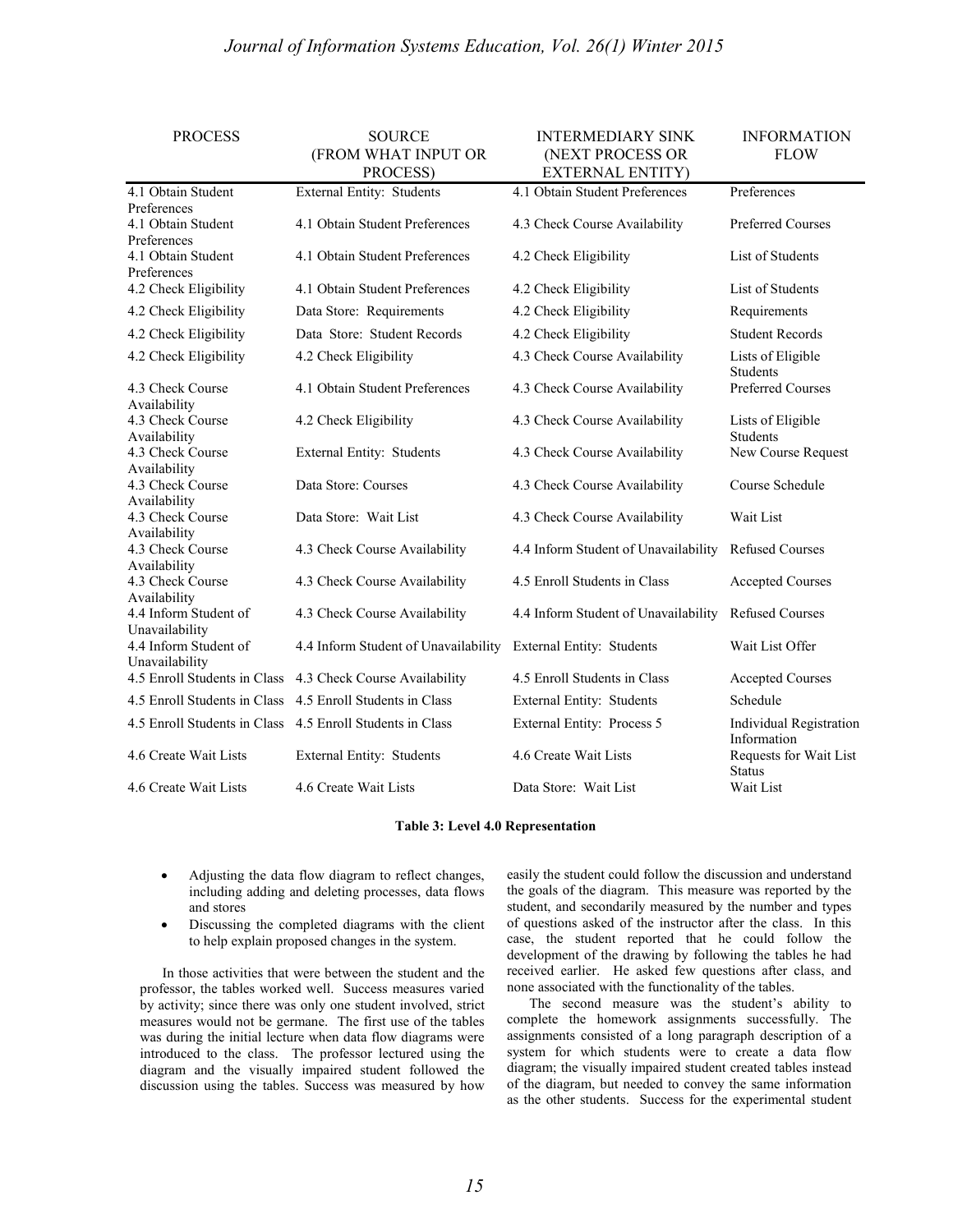| PROCESS | SOURCE (FROM WHAT INPUT OR PROCESS) | INTERMEDIARY SINK (NEXT PROCESS OR EXTERNAL ENTITY) | INFORMATION FLOW |
|---|---|---|---|
| 4.1 Obtain Student Preferences | External Entity: Students | 4.1 Obtain Student Preferences | Preferences |
| 4.1 Obtain Student Preferences | 4.1 Obtain Student Preferences | 4.3 Check Course Availability | Preferred Courses |
| 4.1 Obtain Student Preferences | 4.1 Obtain Student Preferences | 4.2 Check Eligibility | List of Students |
| 4.2 Check Eligibility | 4.1 Obtain Student Preferences | 4.2 Check Eligibility | List of Students |
| 4.2 Check Eligibility | Data Store: Requirements | 4.2 Check Eligibility | Requirements |
| 4.2 Check Eligibility | Data Store: Student Records | 4.2 Check Eligibility | Student Records |
| 4.2 Check Eligibility | 4.2 Check Eligibility | 4.3 Check Course Availability | Lists of Eligible Students |
| 4.3 Check Course Availability | 4.1 Obtain Student Preferences | 4.3 Check Course Availability | Preferred Courses |
| 4.3 Check Course Availability | 4.2 Check Eligibility | 4.3 Check Course Availability | Lists of Eligible Students |
| 4.3 Check Course Availability | External Entity: Students | 4.3 Check Course Availability | New Course Request |
| 4.3 Check Course Availability | Data Store: Courses | 4.3 Check Course Availability | Course Schedule |
| 4.3 Check Course Availability | Data Store: Wait List | 4.3 Check Course Availability | Wait List |
| 4.3 Check Course Availability | 4.3 Check Course Availability | 4.4 Inform Student of Unavailability | Refused Courses |
| 4.3 Check Course Availability | 4.3 Check Course Availability | 4.5 Enroll Students in Class | Accepted Courses |
| 4.4 Inform Student of Unavailability | 4.3 Check Course Availability | 4.4 Inform Student of Unavailability | Refused Courses |
| 4.4 Inform Student of Unavailability | 4.4 Inform Student of Unavailability | External Entity: Students | Wait List Offer |
| 4.5 Enroll Students in Class | 4.3 Check Course Availability | 4.5 Enroll Students in Class | Accepted Courses |
| 4.5 Enroll Students in Class | 4.5 Enroll Students in Class | External Entity: Students | Schedule |
| 4.5 Enroll Students in Class | 4.5 Enroll Students in Class | External Entity: Process 5 | Individual Registration Information |
| 4.6 Create Wait Lists | External Entity: Students | 4.6 Create Wait Lists | Requests for Wait List Status |
| 4.6 Create Wait Lists | 4.6 Create Wait Lists | Data Store: Wait List | Wait List |

**Table 3: Level 4.0 Representation**

- Adjusting the data flow diagram to reflect changes, including adding and deleting processes, data flows and stores
- Discussing the completed diagrams with the client to help explain proposed changes in the system.

In those activities that were between the student and the professor, the tables worked well. Success measures varied by activity; since there was only one student involved, strict measures would not be germane. The first use of the tables was during the initial lecture when data flow diagrams were introduced to the class. The professor lectured using the diagram and the visually impaired student followed the discussion using the tables. Success was measured by how easily the student could follow the discussion and understand the goals of the diagram. This measure was reported by the student, and secondarily measured by the number and types of questions asked of the instructor after the class. In this case, the student reported that he could follow the development of the drawing by following the tables he had received earlier. He asked few questions after class, and none associated with the functionality of the tables.

The second measure was the student's ability to complete the homework assignments successfully. The assignments consisted of a long paragraph description of a system for which students were to create a data flow diagram; the visually impaired student created tables instead of the diagram, but needed to convey the same information as the other students. Success for the experimental student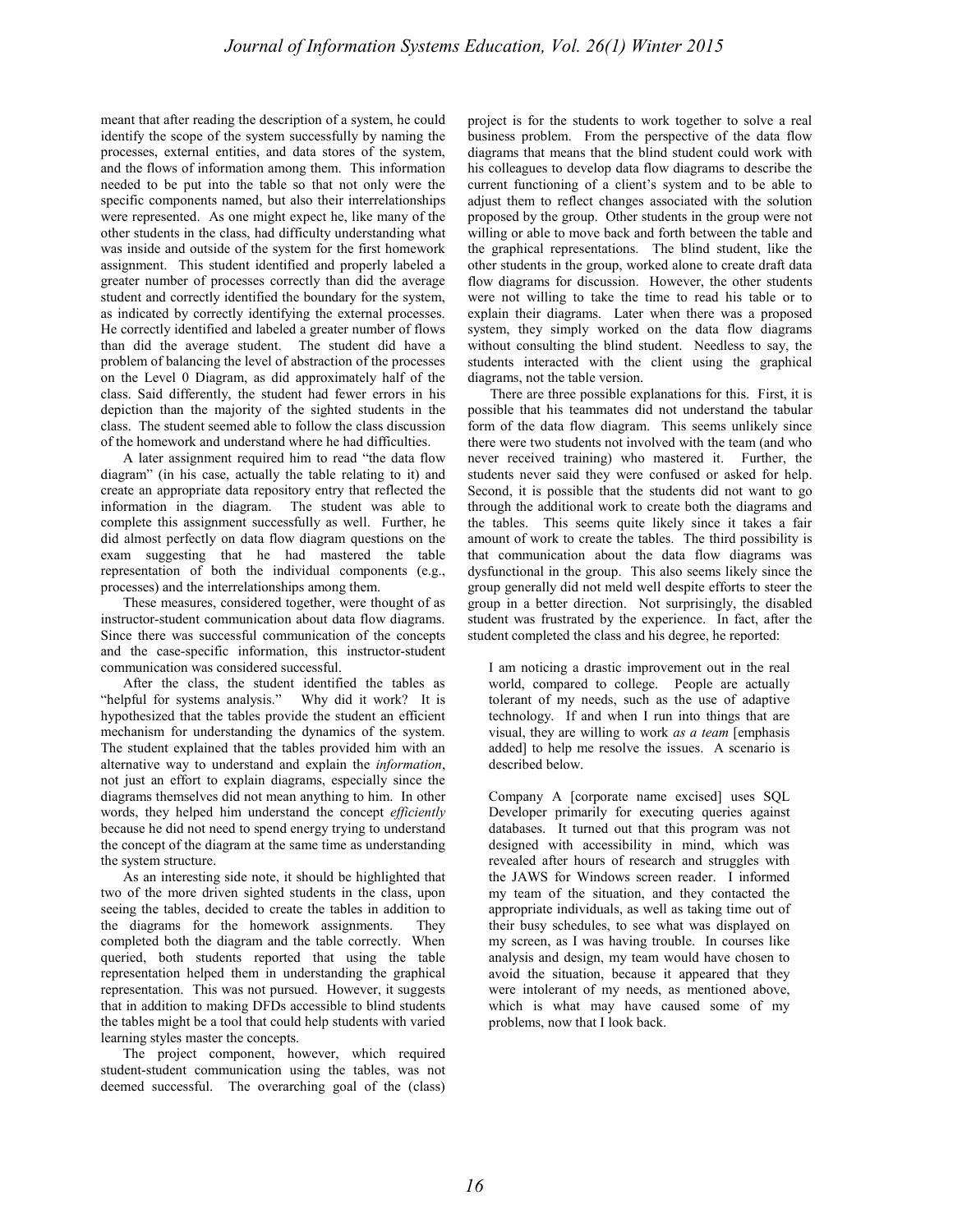meant that after reading the description of a system, he could identify the scope of the system successfully by naming the processes, external entities, and data stores of the system, and the flows of information among them. This information needed to be put into the table so that not only were the specific components named, but also their interrelationships were represented. As one might expect he, like many of the other students in the class, had difficulty understanding what was inside and outside of the system for the first homework assignment. This student identified and properly labeled a greater number of processes correctly than did the average student and correctly identified the boundary for the system, as indicated by correctly identifying the external processes. He correctly identified and labeled a greater number of flows than did the average student. The student did have a problem of balancing the level of abstraction of the processes on the Level 0 Diagram, as did approximately half of the class. Said differently, the student had fewer errors in his depiction than the majority of the sighted students in the class. The student seemed able to follow the class discussion of the homework and understand where he had difficulties.

A later assignment required him to read "the data flow diagram" (in his case, actually the table relating to it) and create an appropriate data repository entry that reflected the information in the diagram. The student was able to complete this assignment successfully as well. Further, he did almost perfectly on data flow diagram questions on the exam suggesting that he had mastered the table representation of both the individual components (e.g., processes) and the interrelationships among them.

These measures, considered together, were thought of as instructor-student communication about data flow diagrams. Since there was successful communication of the concepts and the case-specific information, this instructor-student communication was considered successful.

After the class, the student identified the tables as "helpful for systems analysis." Why did it work? It is hypothesized that the tables provide the student an efficient mechanism for understanding the dynamics of the system. The student explained that the tables provided him with an alternative way to understand and explain the *information*, not just an effort to explain diagrams, especially since the diagrams themselves did not mean anything to him. In other words, they helped him understand the concept *efficiently* because he did not need to spend energy trying to understand the concept of the diagram at the same time as understanding the system structure.

As an interesting side note, it should be highlighted that two of the more driven sighted students in the class, upon seeing the tables, decided to create the tables in addition to the diagrams for the homework assignments. They completed both the diagram and the table correctly. When queried, both students reported that using the table representation helped them in understanding the graphical representation. This was not pursued. However, it suggests that in addition to making DFDs accessible to blind students the tables might be a tool that could help students with varied learning styles master the concepts.

The project component, however, which required student-student communication using the tables, was not deemed successful. The overarching goal of the (class) project is for the students to work together to solve a real business problem. From the perspective of the data flow diagrams that means that the blind student could work with his colleagues to develop data flow diagrams to describe the current functioning of a client's system and to be able to adjust them to reflect changes associated with the solution proposed by the group. Other students in the group were not willing or able to move back and forth between the table and the graphical representations. The blind student, like the other students in the group, worked alone to create draft data flow diagrams for discussion. However, the other students were not willing to take the time to read his table or to explain their diagrams. Later when there was a proposed system, they simply worked on the data flow diagrams without consulting the blind student. Needless to say, the students interacted with the client using the graphical diagrams, not the table version.

There are three possible explanations for this. First, it is possible that his teammates did not understand the tabular form of the data flow diagram. This seems unlikely since there were two students not involved with the team (and who never received training) who mastered it. Further, the students never said they were confused or asked for help. Second, it is possible that the students did not want to go through the additional work to create both the diagrams and the tables. This seems quite likely since it takes a fair amount of work to create the tables. The third possibility is that communication about the data flow diagrams was dysfunctional in the group. This also seems likely since the group generally did not meld well despite efforts to steer the group in a better direction. Not surprisingly, the disabled student was frustrated by the experience. In fact, after the student completed the class and his degree, he reported:

> I am noticing a drastic improvement out in the real world, compared to college. People are actually tolerant of my needs, such as the use of adaptive technology. If and when I run into things that are visual, they are willing to work *as a team* [emphasis added] to help me resolve the issues. A scenario is described below.
>
> Company A [corporate name excised] uses SQL Developer primarily for executing queries against databases. It turned out that this program was not designed with accessibility in mind, which was revealed after hours of research and struggles with the JAWS for Windows screen reader. I informed my team of the situation, and they contacted the appropriate individuals, as well as taking time out of their busy schedules, to see what was displayed on my screen, as I was having trouble. In courses like analysis and design, my team would have chosen to avoid the situation, because it appeared that they were intolerant of my needs, as mentioned above, which is what may have caused some of my problems, now that I look back.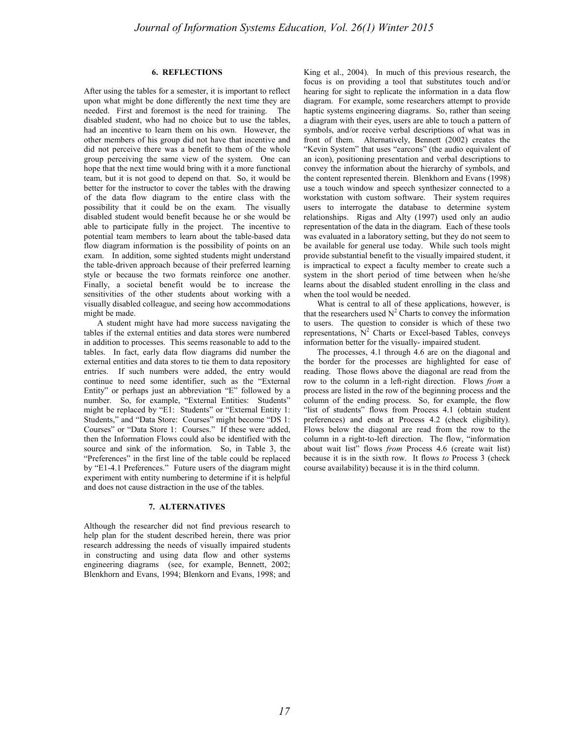## 6. REFLECTIONS

After using the tables for a semester, it is important to reflect upon what might be done differently the next time they are needed. First and foremost is the need for training. The disabled student, who had no choice but to use the tables, had an incentive to learn them on his own. However, the other members of his group did not have that incentive and did not perceive there was a benefit to them of the whole group perceiving the same view of the system. One can hope that the next time would bring with it a more functional team, but it is not good to depend on that. So, it would be better for the instructor to cover the tables with the drawing of the data flow diagram to the entire class with the possibility that it could be on the exam. The visually disabled student would benefit because he or she would be able to participate fully in the project. The incentive to potential team members to learn about the table-based data flow diagram information is the possibility of points on an exam. In addition, some sighted students might understand the table-driven approach because of their preferred learning style or because the two formats reinforce one another. Finally, a societal benefit would be to increase the sensitivities of the other students about working with a visually disabled colleague, and seeing how accommodations might be made.

A student might have had more success navigating the tables if the external entities and data stores were numbered in addition to processes. This seems reasonable to add to the tables. In fact, early data flow diagrams did number the external entities and data stores to tie them to data repository entries. If such numbers were added, the entry would continue to need some identifier, such as the "External Entity" or perhaps just an abbreviation "E" followed by a number. So, for example, "External Entities: Students" might be replaced by "E1: Students" or "External Entity 1: Students," and "Data Store: Courses" might become "DS 1: Courses" or "Data Store 1: Courses." If these were added, then the Information Flows could also be identified with the source and sink of the information. So, in Table 3, the "Preferences" in the first line of the table could be replaced by "E1-4.1 Preferences." Future users of the diagram might experiment with entity numbering to determine if it is helpful and does not cause distraction in the use of the tables.

## 7. ALTERNATIVES

Although the researcher did not find previous research to help plan for the student described herein, there was prior research addressing the needs of visually impaired students in constructing and using data flow and other systems engineering diagrams (see, for example, Bennett, 2002; Blenkhorn and Evans, 1994; Blenkorn and Evans, 1998; and King et al., 2004). In much of this previous research, the focus is on providing a tool that substitutes touch and/or hearing for sight to replicate the information in a data flow diagram. For example, some researchers attempt to provide haptic systems engineering diagrams. So, rather than seeing a diagram with their eyes, users are able to touch a pattern of symbols, and/or receive verbal descriptions of what was in front of them. Alternatively, Bennett (2002) creates the "Kevin System" that uses "earcons" (the audio equivalent of an icon), positioning presentation and verbal descriptions to convey the information about the hierarchy of symbols, and the content represented therein. Blenkhorn and Evans (1998) use a touch window and speech synthesizer connected to a workstation with custom software. Their system requires users to interrogate the database to determine system relationships. Rigas and Alty (1997) used only an audio representation of the data in the diagram. Each of these tools was evaluated in a laboratory setting, but they do not seem to be available for general use today. While such tools might provide substantial benefit to the visually impaired student, it is impractical to expect a faculty member to create such a system in the short period of time between when he/she learns about the disabled student enrolling in the class and when the tool would be needed.

What is central to all of these applications, however, is that the researchers used $N^2$ Charts to convey the information to users. The question to consider is which of these two representations, $N^2$ Charts or Excel-based Tables, conveys information better for the visually- impaired student.

The processes, 4.1 through 4.6 are on the diagonal and the border for the processes are highlighted for ease of reading. Those flows above the diagonal are read from the row to the column in a left-right direction. Flows *from* a process are listed in the row of the beginning process and the column of the ending process. So, for example, the flow "list of students" flows from Process 4.1 (obtain student preferences) and ends at Process 4.2 (check eligibility). Flows below the diagonal are read from the row to the column in a right-to-left direction. The flow, "information about wait list" flows *from* Process 4.6 (create wait list) because it is in the sixth row. It flows *to* Process 3 (check course availability) because it is in the third column.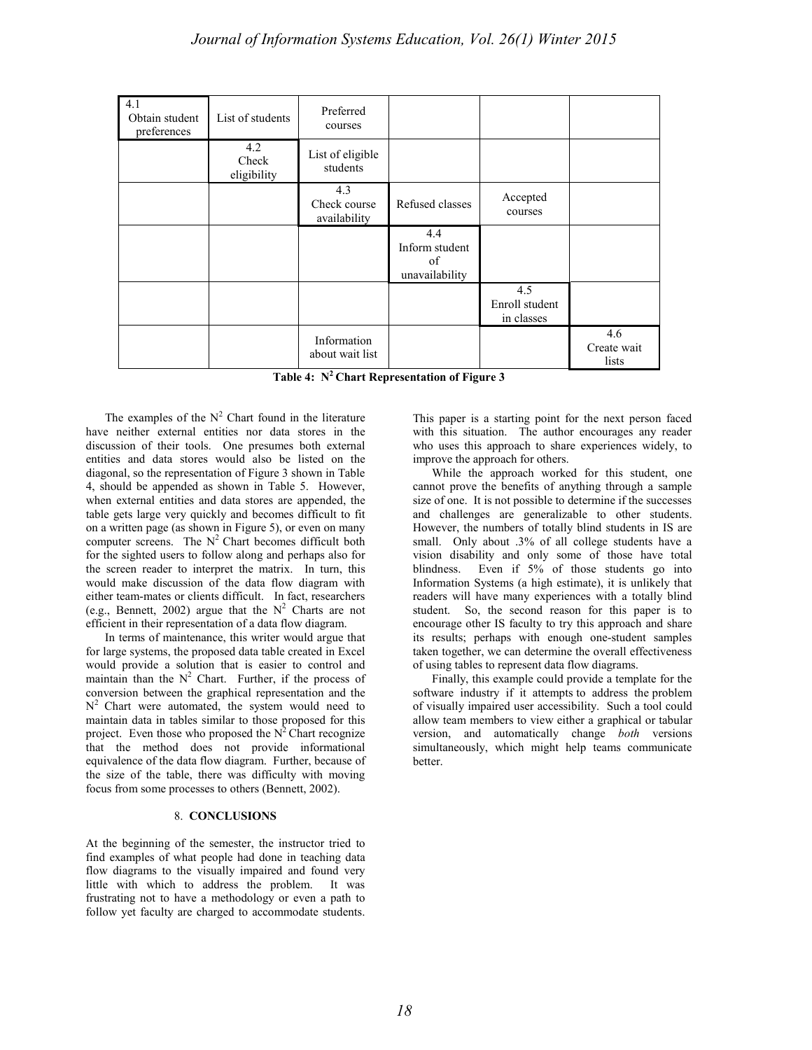| 4.1 Obtain student preferences | List of students | Preferred courses | | | |
|---|---|---|---|---|---|
| | 4.2 Check eligibility | List of eligible students | | | |
| | | 4.3 Check course availability | Refused classes | Accepted courses | |
| | | | 4.4 Inform student of unavailability | | |
| | | | | 4.5 Enroll student in classes | |
| | | Information about wait list | | | 4.6 Create wait lists |

**Table 4: $N^2$ Chart Representation of Figure 3**

The examples of the $N^2$ Chart found in the literature have neither external entities nor data stores in the discussion of their tools. One presumes both external entities and data stores would also be listed on the diagonal, so the representation of Figure 3 shown in Table 4, should be appended as shown in Table 5. However, when external entities and data stores are appended, the table gets large very quickly and becomes difficult to fit on a written page (as shown in Figure 5), or even on many computer screens. The $N^2$ Chart becomes difficult both for the sighted users to follow along and perhaps also for the screen reader to interpret the matrix. In turn, this would make discussion of the data flow diagram with either team-mates or clients difficult. In fact, researchers (e.g., Bennett, 2002) argue that the $N^2$ Charts are not efficient in their representation of a data flow diagram.

In terms of maintenance, this writer would argue that for large systems, the proposed data table created in Excel would provide a solution that is easier to control and maintain than the $N^2$ Chart. Further, if the process of conversion between the graphical representation and the $N^2$ Chart were automated, the system would need to maintain data in tables similar to those proposed for this project. Even those who proposed the $N^2$ Chart recognize that the method does not provide informational equivalence of the data flow diagram. Further, because of the size of the table, there was difficulty with moving focus from some processes to others (Bennett, 2002).

## 8. CONCLUSIONS

At the beginning of the semester, the instructor tried to find examples of what people had done in teaching data flow diagrams to the visually impaired and found very little with which to address the problem. It was frustrating not to have a methodology or even a path to follow yet faculty are charged to accommodate students. This paper is a starting point for the next person faced with this situation. The author encourages any reader who uses this approach to share experiences widely, to improve the approach for others.

While the approach worked for this student, one cannot prove the benefits of anything through a sample size of one. It is not possible to determine if the successes and challenges are generalizable to other students. However, the numbers of totally blind students in IS are small. Only about .3% of all college students have a vision disability and only some of those have total blindness. Even if 5% of those students go into Information Systems (a high estimate), it is unlikely that readers will have many experiences with a totally blind student. So, the second reason for this paper is to encourage other IS faculty to try this approach and share its results; perhaps with enough one-student samples taken together, we can determine the overall effectiveness of using tables to represent data flow diagrams.

Finally, this example could provide a template for the software industry if it attempts to address the problem of visually impaired user accessibility. Such a tool could allow team members to view either a graphical or tabular version, and automatically change *both* versions simultaneously, which might help teams communicate better.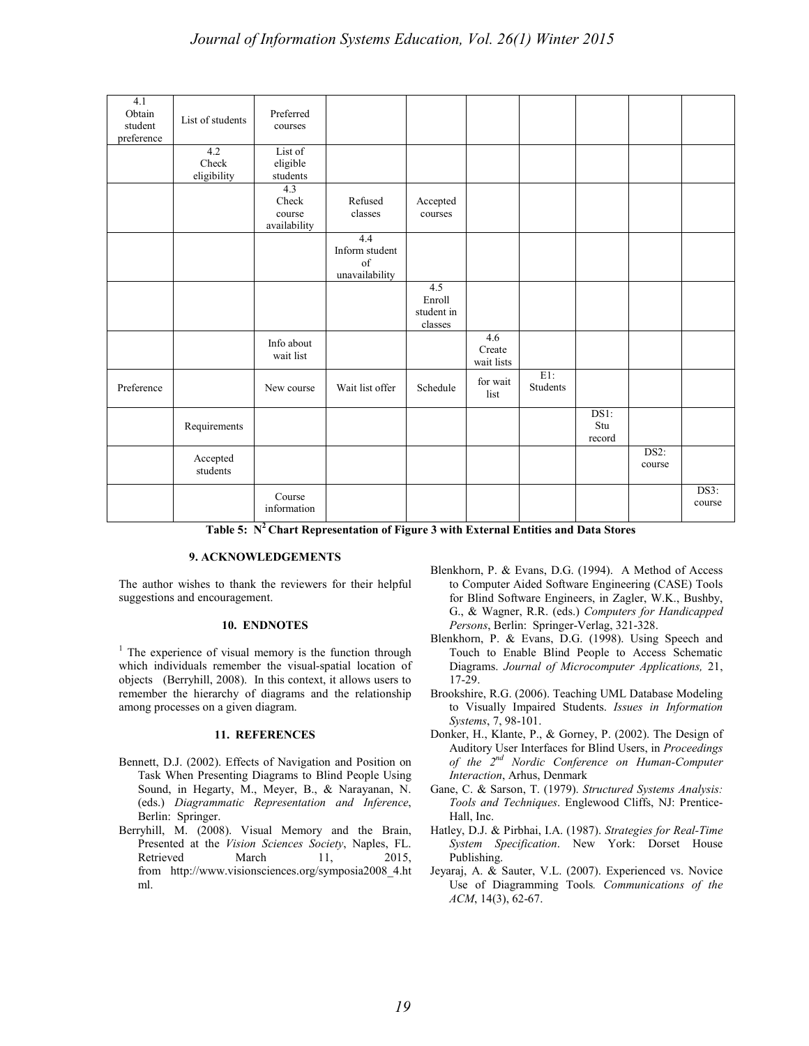| 4.1 Obtain student preference | List of students | Preferred courses | | | | | | | |
|---|---|---|---|---|---|---|---|---|---|
| | 4.2 Check eligibility | List of eligible students | | | | | | | |
| | | 4.3 Check course availability | Refused classes | Accepted courses | | | | | |
| | | | 4.4 Inform student of unavailability | | | | | | |
| | | | | 4.5 Enroll student in classes | | | | | |
| | | Info about wait list | | | 4.6 Create wait lists | | | | |
| Preference | | New course | Wait list offer | Schedule | for wait list | E1: Students | | | |
| | Requirements | | | | | | DS1: Stu record | | |
| | Accepted students | | | | | | | DS2: course | |
| | | Course information | | | | | | | DS3: course |

**Table 5: $N^2$ Chart Representation of Figure 3 with External Entities and Data Stores**

## 9. ACKNOWLEDGEMENTS

The author wishes to thank the reviewers for their helpful suggestions and encouragement.

## 10. ENDNOTES

[1] The experience of visual memory is the function through which individuals remember the visual-spatial location of objects (Berryhill, 2008). In this context, it allows users to remember the hierarchy of diagrams and the relationship among processes on a given diagram.

## 11. REFERENCES

Bennett, D.J. (2002). Effects of Navigation and Position on Task When Presenting Diagrams to Blind People Using Sound, in Hegarty, M., Meyer, B., & Narayanan, N. (eds.) *Diagrammatic Representation and Inference*, Berlin: Springer.

Berryhill, M. (2008). Visual Memory and the Brain, Presented at the *Vision Sciences Society*, Naples, FL. Retrieved March 11, 2015, from http://www.visionsciences.org/symposia2008_4.html.

Blenkhorn, P. & Evans, D.G. (1994). A Method of Access to Computer Aided Software Engineering (CASE) Tools for Blind Software Engineers, in Zagler, W.K., Bushby, G., & Wagner, R.R. (eds.) *Computers for Handicapped Persons*, Berlin: Springer-Verlag, 321-328.

Blenkhorn, P. & Evans, D.G. (1998). Using Speech and Touch to Enable Blind People to Access Schematic Diagrams. *Journal of Microcomputer Applications,* 21, 17-29.

Brookshire, R.G. (2006). Teaching UML Database Modeling to Visually Impaired Students. *Issues in Information Systems*, 7, 98-101.

Donker, H., Klante, P., & Gorney, P. (2002). The Design of Auditory User Interfaces for Blind Users, in *Proceedings of the 2nd Nordic Conference on Human-Computer Interaction*, Arhus, Denmark

Gane, C. & Sarson, T. (1979). *Structured Systems Analysis: Tools and Techniques*. Englewood Cliffs, NJ: Prentice-Hall, Inc.

Hatley, D.J. & Pirbhai, I.A. (1987). *Strategies for Real-Time System Specification*. New York: Dorset House Publishing.

Jeyaraj, A. & Sauter, V.L. (2007). Experienced vs. Novice Use of Diagramming Tools*. Communications of the ACM*, 14(3), 62-67.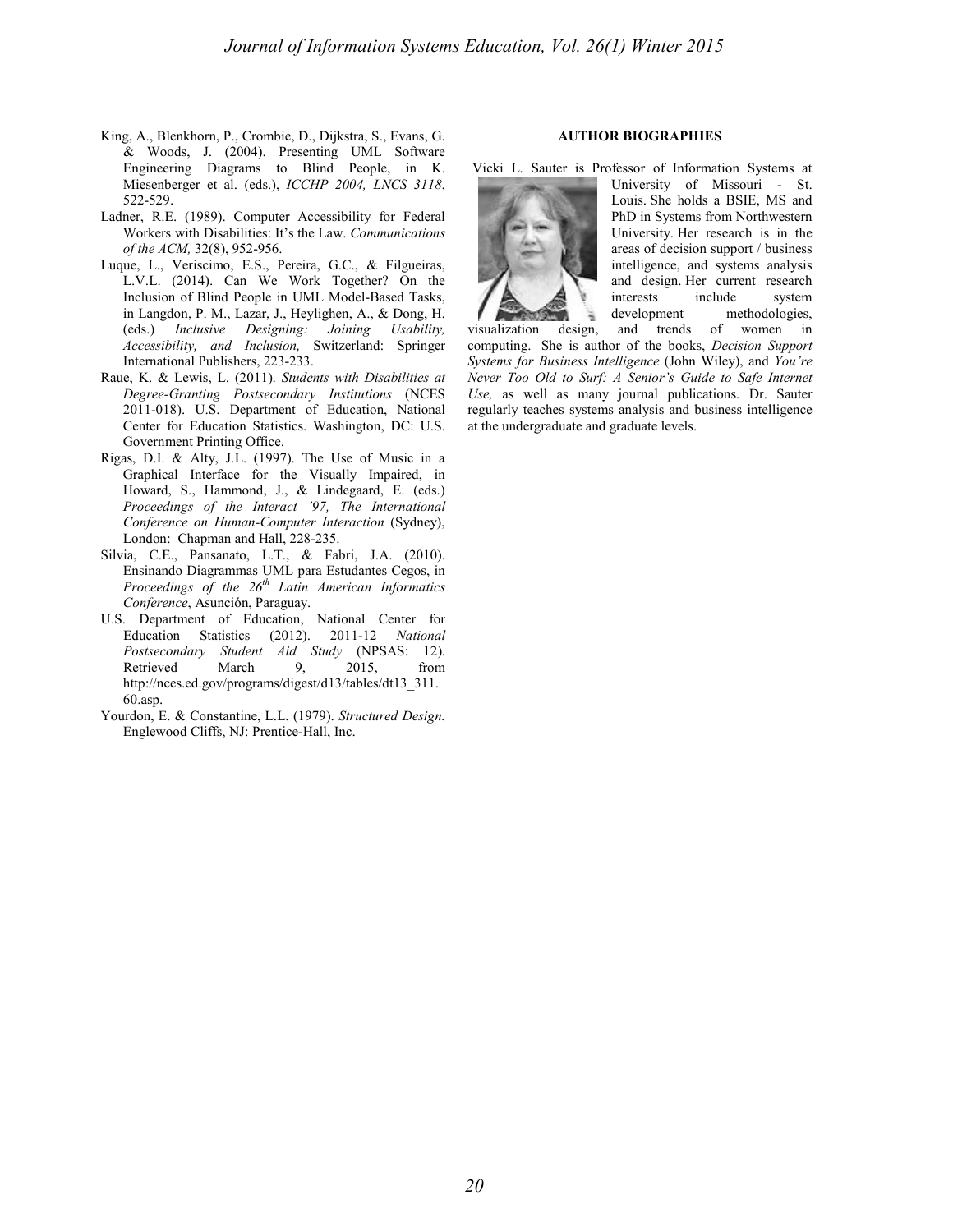King, A., Blenkhorn, P., Crombie, D., Dijkstra, S., Evans, G. & Woods, J. (2004). Presenting UML Software Engineering Diagrams to Blind People, in K. Miesenberger et al. (eds.), *ICCHP 2004, LNCS 3118*, 522-529.

Ladner, R.E. (1989). Computer Accessibility for Federal Workers with Disabilities: It's the Law. *Communications of the ACM,* 32(8), 952-956.

Luque, L., Veriscimo, E.S., Pereira, G.C., & Filgueiras, L.V.L. (2014). Can We Work Together? On the Inclusion of Blind People in UML Model-Based Tasks, in Langdon, P. M., Lazar, J., Heylighen, A., & Dong, H. (eds.) *Inclusive Designing: Joining Usability, Accessibility, and Inclusion,* Switzerland: Springer International Publishers, 223-233.

Raue, K. & Lewis, L. (2011). *Students with Disabilities at Degree-Granting Postsecondary Institutions* (NCES 2011-018). U.S. Department of Education, National Center for Education Statistics. Washington, DC: U.S. Government Printing Office.

Rigas, D.I. & Alty, J.L. (1997). The Use of Music in a Graphical Interface for the Visually Impaired, in Howard, S., Hammond, J., & Lindegaard, E. (eds.) *Proceedings of the Interact '97, The International Conference on Human-Computer Interaction* (Sydney), London: Chapman and Hall, 228-235.

Silvia, C.E., Pansanato, L.T., & Fabri, J.A. (2010). Ensinando Diagrammas UML para Estudantes Cegos, in *Proceedings of the 26th Latin American Informatics Conference*, Asunción, Paraguay.

U.S. Department of Education, National Center for Education Statistics (2012). 2011-12 *National Postsecondary Student Aid Study* (NPSAS: 12). Retrieved March 9, 2015, from http://nces.ed.gov/programs/digest/d13/tables/dt13_311.60.asp.

Yourdon, E. & Constantine, L.L. (1979). *Structured Design.* Englewood Cliffs, NJ: Prentice-Hall, Inc.

**AUTHOR BIOGRAPHIES**

Vicki L. Sauter is Professor of Information Systems at University of Missouri - St. Louis. She holds a BSIE, MS and PhD in Systems from Northwestern University. Her research is in the areas of decision support / business intelligence, and systems analysis and design. Her current research interests include system development methodologies, visualization design, and trends of women in computing. She is author of the books, *Decision Support Systems for Business Intelligence* (John Wiley), and *You're Never Too Old to Surf: A Senior's Guide to Safe Internet Use,* as well as many journal publications. Dr. Sauter regularly teaches systems analysis and business intelligence at the undergraduate and graduate levels.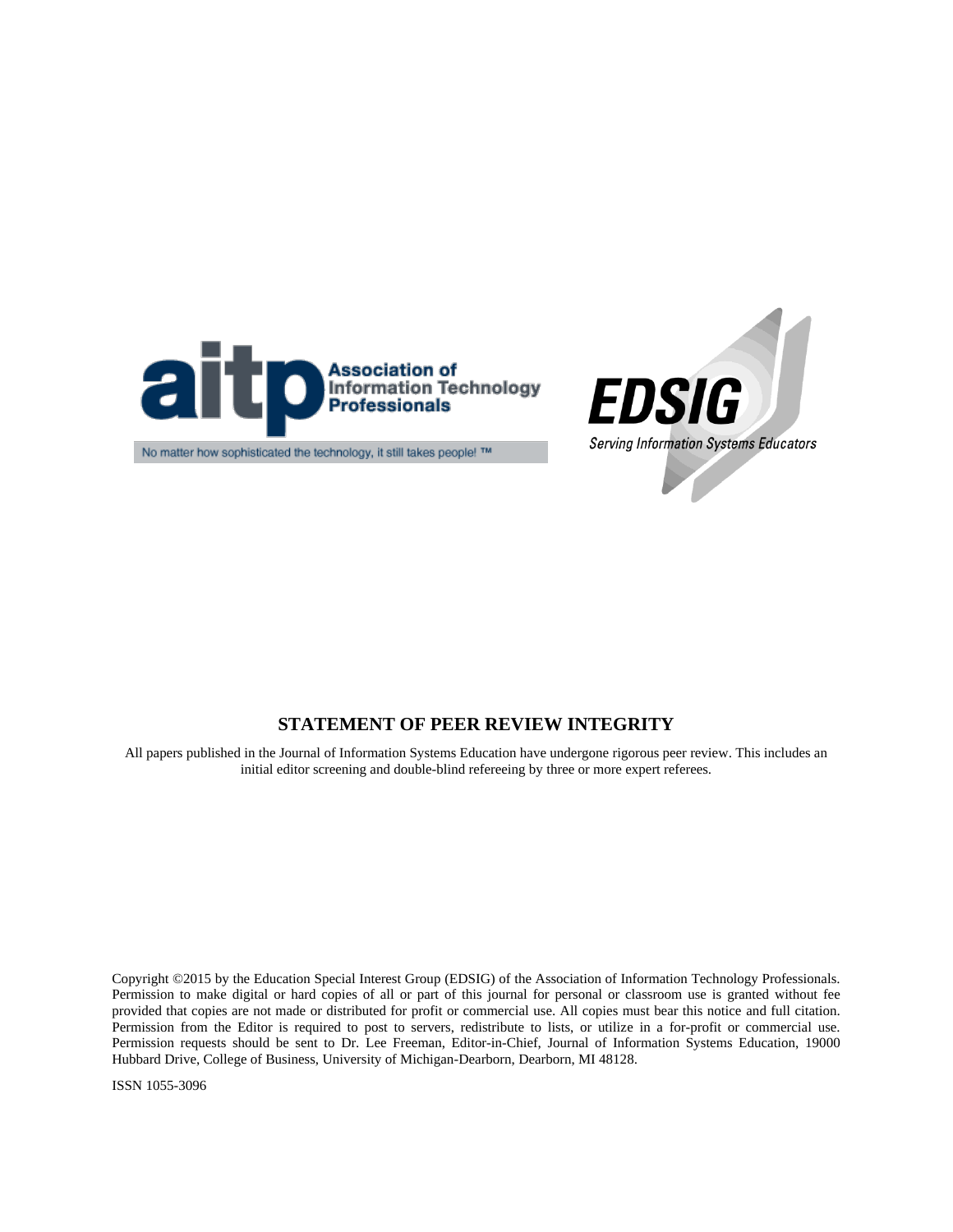## STATEMENT OF PEER REVIEW INTEGRITY

All papers published in the Journal of Information Systems Education have undergone rigorous peer review. This includes an initial editor screening and double-blind refereeing by three or more expert referees.

Copyright ©2015 by the Education Special Interest Group (EDSIG) of the Association of Information Technology Professionals. Permission to make digital or hard copies of all or part of this journal for personal or classroom use is granted without fee provided that copies are not made or distributed for profit or commercial use. All copies must bear this notice and full citation. Permission from the Editor is required to post to servers, redistribute to lists, or utilize in a for-profit or commercial use. Permission requests should be sent to Dr. Lee Freeman, Editor-in-Chief, Journal of Information Systems Education, 19000 Hubbard Drive, College of Business, University of Michigan-Dearborn, Dearborn, MI 48128.

ISSN 1055-3096